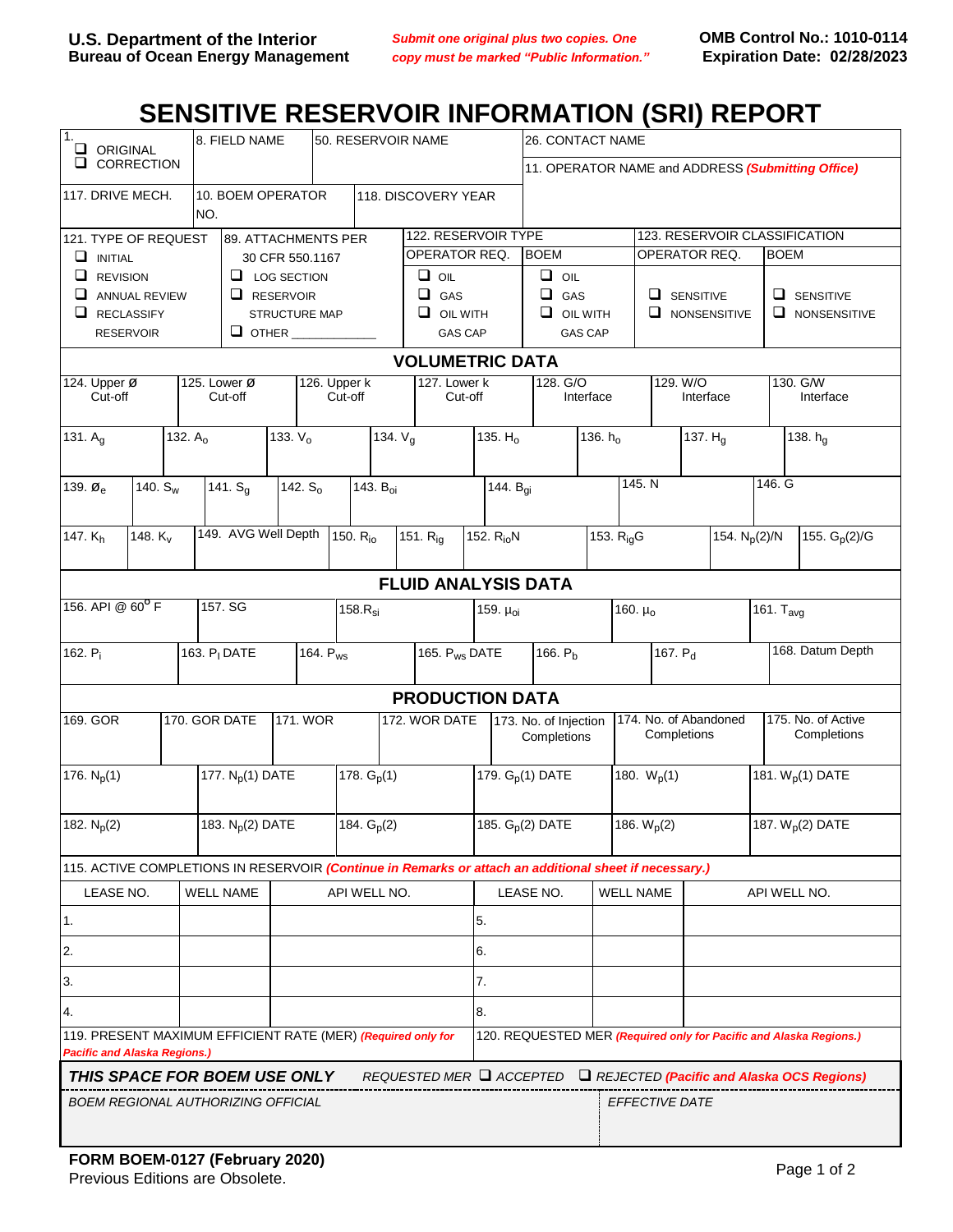U.S. Department of the Interior
Bureau of Ocean Energy Management

*Submit one original plus two copies. One copy must be marked "Public Information."*

**OMB Control No.: 1010-0114**
**Expiration Date: 02/28/2023**

# SENSITIVE RESERVOIR INFORMATION (SRI) REPORT

| 1. ❑ ORIGINAL ❑ CORRECTION | 8. FIELD NAME | 50. RESERVOIR NAME | 26. CONTACT NAME |
|---|---|---|---|
| | | | 11. OPERATOR NAME and ADDRESS *(Submitting Office)* |
| 117. DRIVE MECH. | 10. BOEM OPERATOR NO. | 118. DISCOVERY YEAR | |

| 121. TYPE OF REQUEST | 89. ATTACHMENTS PER 30 CFR 550.1167 | 122. RESERVOIR TYPE | | 123. RESERVOIR CLASSIFICATION | |
|---|---|---|---|---|---|
| | | OPERATOR REQ. | BOEM | OPERATOR REQ. | BOEM |
| ❑ INITIAL ❑ REVISION ❑ ANNUAL REVIEW ❑ RECLASSIFY RESERVOIR | ❑ LOG SECTION ❑ RESERVOIR STRUCTURE MAP ❑ OTHER ____________ | ❑ OIL ❑ GAS ❑ OIL WITH GAS CAP | ❑ OIL ❑ GAS ❑ OIL WITH GAS CAP | ❑ SENSITIVE ❑ NONSENSITIVE | ❑ SENSITIVE ❑ NONSENSITIVE |

## VOLUMETRIC DATA

| 124. Upper Ø Cut-off | 125. Lower Ø Cut-off | 126. Upper k Cut-off | 127. Lower k Cut-off | 128. G/O Interface | 129. W/O Interface | 130. G/W Interface |
|---|---|---|---|---|---|---|
| | | | | | | |

| 131. $A_g$ | 132. $A_o$ | 133. $V_o$ | 134. $V_g$ | 135. $H_o$ | 136. $h_o$ | 137. $H_g$ | 138. $h_g$ |
|---|---|---|---|---|---|---|---|
| | | | | | | | |

| 139. $Ø_e$ | 140. $S_w$ | 141. $S_g$ | 142. $S_o$ | 143. $B_{oi}$ | 144. $B_{gi}$ | 145. N | 146. G |
|---|---|---|---|---|---|---|---|
| | | | | | | | |

| 147. $K_h$ | 148. $K_v$ | 149. AVG Well Depth | 150. $R_{io}$ | 151. $R_{ig}$ | 152. $R_{io}N$ | 153. $R_{ig}G$ | 154. $N_p(2)/N$ | 155. $G_p(2)/G$ |
|---|---|---|---|---|---|---|---|---|
| | | | | | | | | |

## FLUID ANALYSIS DATA

| 156. API @ $60^o$ F | 157. SG | 158.$R_{si}$ | 159. $\mu_{oi}$ | 160. $\mu_o$ | 161. $T_{avg}$ |
|---|---|---|---|---|---|
| | | | | | |

| 162. $P_i$ | 163. $P_i$ DATE | 164. $P_{ws}$ | 165. $P_{ws}$ DATE | 166. $P_b$ | 167. $P_d$ | 168. Datum Depth |
|---|---|---|---|---|---|---|
| | | | | | | |

## PRODUCTION DATA

| 169. GOR | 170. GOR DATE | 171. WOR | 172. WOR DATE | 173. No. of Injection Completions | 174. No. of Abandoned Completions | 175. No. of Active Completions |
|---|---|---|---|---|---|---|
| | | | | | | |

| 176. $N_p(1)$ | 177. $N_p(1)$ DATE | 178. $G_p(1)$ | 179. $G_p(1)$ DATE | 180. $W_p(1)$ | 181. $W_p(1)$ DATE |
|---|---|---|---|---|---|
| | | | | | |
| **182. $N_p(2)$** | **183. $N_p(2)$ DATE** | **184. $G_p(2)$** | **185. $G_p(2)$ DATE** | **186. $W_p(2)$** | **187. $W_p(2)$ DATE** |
| | | | | | |

115. ACTIVE COMPLETIONS IN RESERVOIR *(Continue in Remarks or attach an additional sheet if necessary.)*

| LEASE NO. | WELL NAME | API WELL NO. | LEASE NO. | WELL NAME | API WELL NO. |
|---|---|---|---|---|---|
| 1. | | | 5. | | |
| 2. | | | 6. | | |
| 3. | | | 7. | | |
| 4. | | | 8. | | |

| 119. PRESENT MAXIMUM EFFICIENT RATE (MER) *(Required only for Pacific and Alaska Regions.)* | 120. REQUESTED MER *(Required only for Pacific and Alaska Regions.)* |
|---|---|
| | |

***THIS SPACE FOR BOEM USE ONLY*** *REQUESTED MER ❑ ACCEPTED ❑ REJECTED (Pacific and Alaska OCS Regions)*

| *BOEM REGIONAL AUTHORIZING OFFICIAL* | *EFFECTIVE DATE* |
|---|---|
| | |

**FORM BOEM-0127 (February 2020)**
Previous Editions are Obsolete.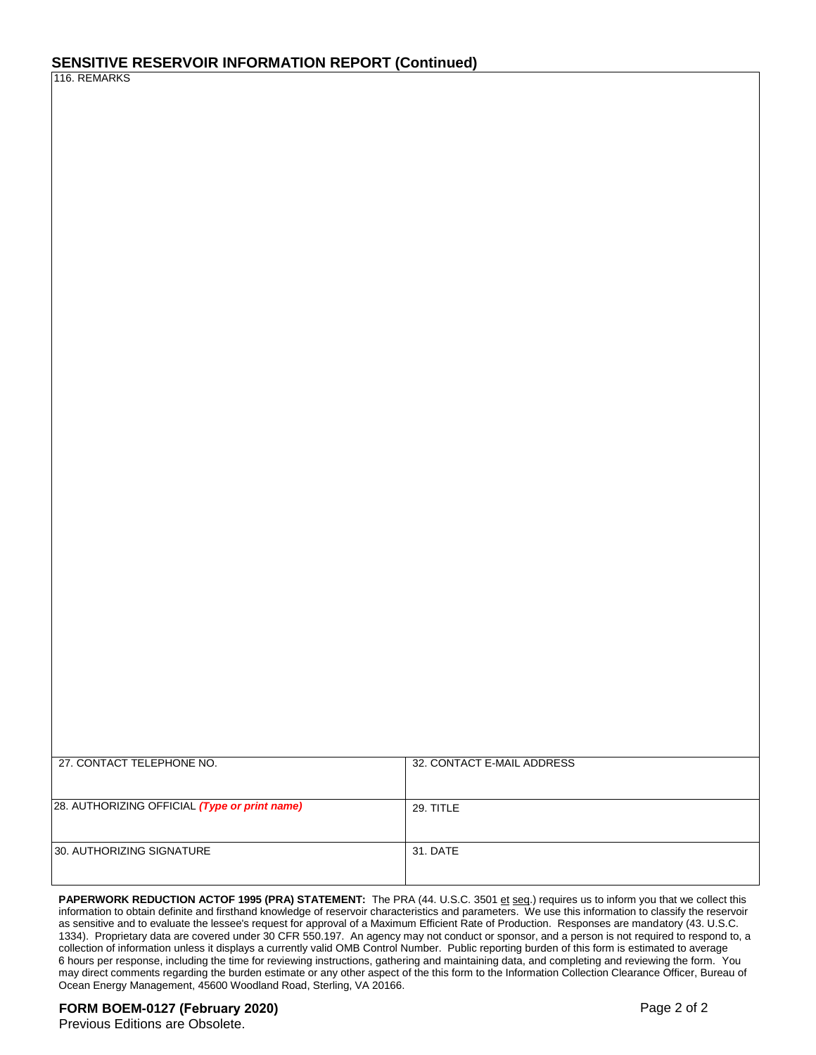## SENSITIVE RESERVOIR INFORMATION REPORT (Continued)

116. REMARKS

| | |
|---|---|
| 27. CONTACT TELEPHONE NO. | 32. CONTACT E-MAIL ADDRESS |
| 28. AUTHORIZING OFFICIAL ***(Type or print name)*** | 29. TITLE |
| 30. AUTHORIZING SIGNATURE | 31. DATE |

**PAPERWORK REDUCTION ACTOF 1995 (PRA) STATEMENT:** The PRA (44. U.S.C. 3501 et seq.) requires us to inform you that we collect this information to obtain definite and firsthand knowledge of reservoir characteristics and parameters. We use this information to classify the reservoir as sensitive and to evaluate the lessee's request for approval of a Maximum Efficient Rate of Production. Responses are mandatory (43. U.S.C. 1334). Proprietary data are covered under 30 CFR 550.197. An agency may not conduct or sponsor, and a person is not required to respond to, a collection of information unless it displays a currently valid OMB Control Number. Public reporting burden of this form is estimated to average 6 hours per response, including the time for reviewing instructions, gathering and maintaining data, and completing and reviewing the form. You may direct comments regarding the burden estimate or any other aspect of the this form to the Information Collection Clearance Officer, Bureau of Ocean Energy Management, 45600 Woodland Road, Sterling, VA 20166.

**FORM BOEM-0127 (February 2020)**

Previous Editions are Obsolete.